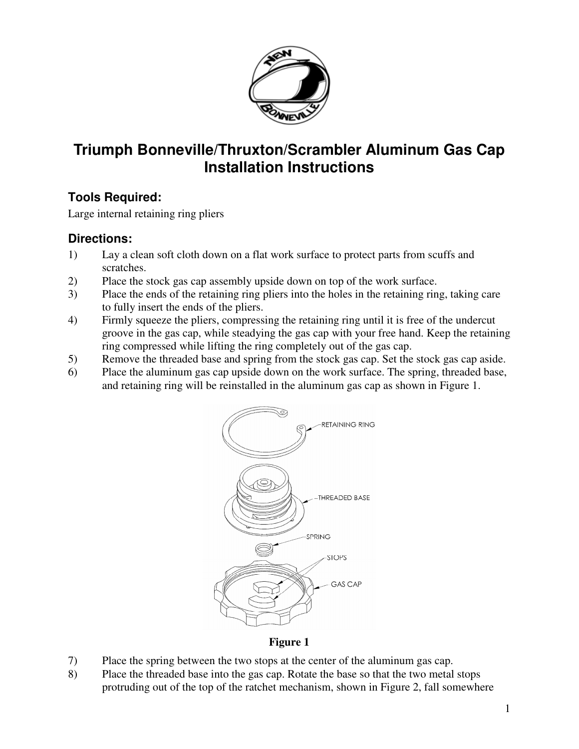# Triumph Bonneville/Thruxton/Scrambler Aluminum Gas Cap Installation Instructions

## Tools Required:

Large internal retaining ring pliers

## Directions:

1) Lay a clean soft cloth down on a flat work surface to protect parts from scuffs and scratches.
2) Place the stock gas cap assembly upside down on top of the work surface.
3) Place the ends of the retaining ring pliers into the holes in the retaining ring, taking care to fully insert the ends of the pliers.
4) Firmly squeeze the pliers, compressing the retaining ring until it is free of the undercut groove in the gas cap, while steadying the gas cap with your free hand. Keep the retaining ring compressed while lifting the ring completely out of the gas cap.
5) Remove the threaded base and spring from the stock gas cap. Set the stock gas cap aside.
6) Place the aluminum gas cap upside down on the work surface. The spring, threaded base, and retaining ring will be reinstalled in the aluminum gas cap as shown in Figure 1.

RETAINING RING

THREADED BASE

SPRING

STOPS

GAS CAP

**Figure 1**

7) Place the spring between the two stops at the center of the aluminum gas cap.
8) Place the threaded base into the gas cap. Rotate the base so that the two metal stops protruding out of the top of the ratchet mechanism, shown in Figure 2, fall somewhere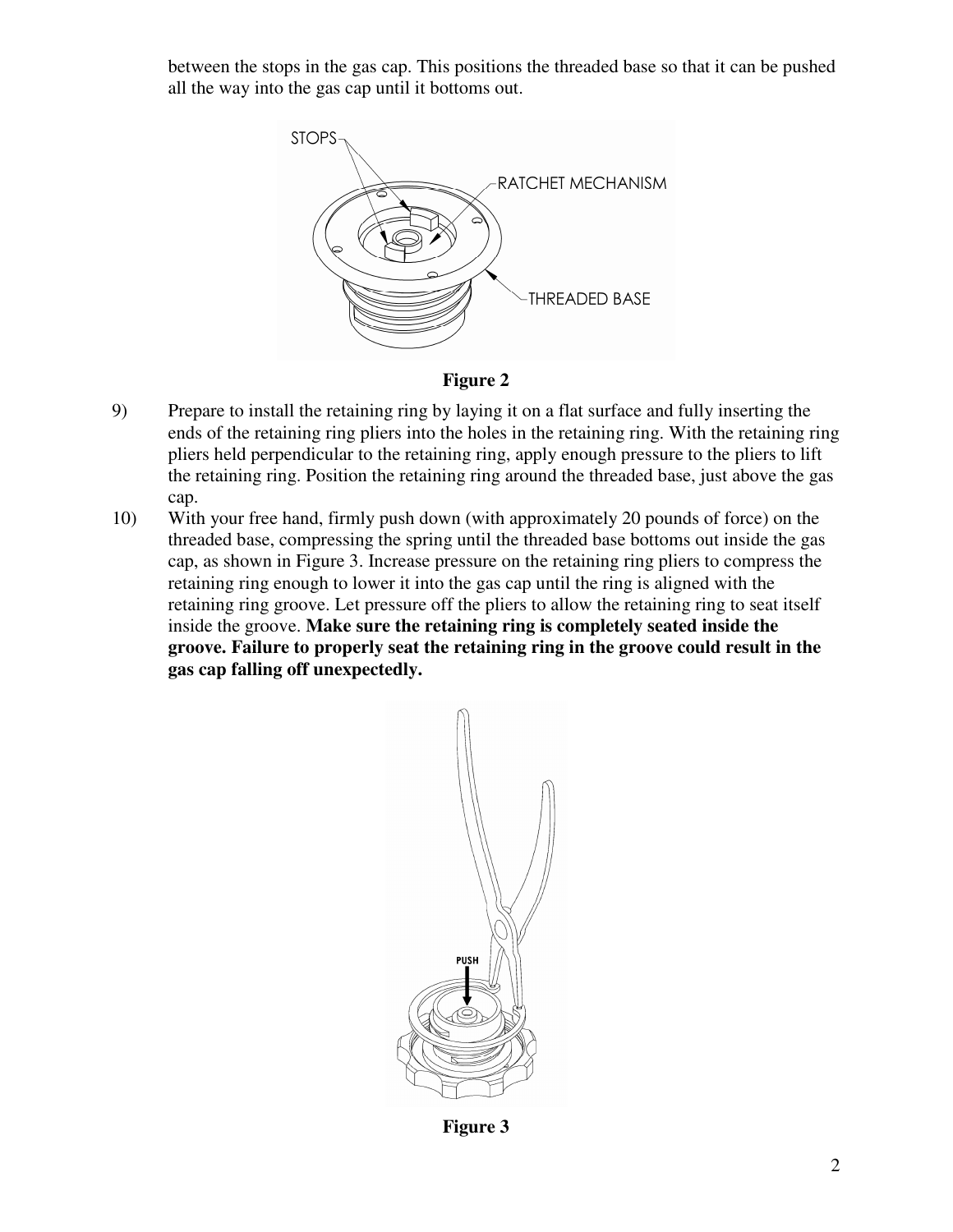between the stops in the gas cap. This positions the threaded base so that it can be pushed all the way into the gas cap until it bottoms out.

STOPS

RATCHET MECHANISM

THREADED BASE

**Figure 2**

9) Prepare to install the retaining ring by laying it on a flat surface and fully inserting the ends of the retaining ring pliers into the holes in the retaining ring. With the retaining ring pliers held perpendicular to the retaining ring, apply enough pressure to the pliers to lift the retaining ring. Position the retaining ring around the threaded base, just above the gas cap.

10) With your free hand, firmly push down (with approximately 20 pounds of force) on the threaded base, compressing the spring until the threaded base bottoms out inside the gas cap, as shown in Figure 3. Increase pressure on the retaining ring pliers to compress the retaining ring enough to lower it into the gas cap until the ring is aligned with the retaining ring groove. Let pressure off the pliers to allow the retaining ring to seat itself inside the groove. **Make sure the retaining ring is completely seated inside the groove. Failure to properly seat the retaining ring in the groove could result in the gas cap falling off unexpectedly.**

PUSH

**Figure 3**